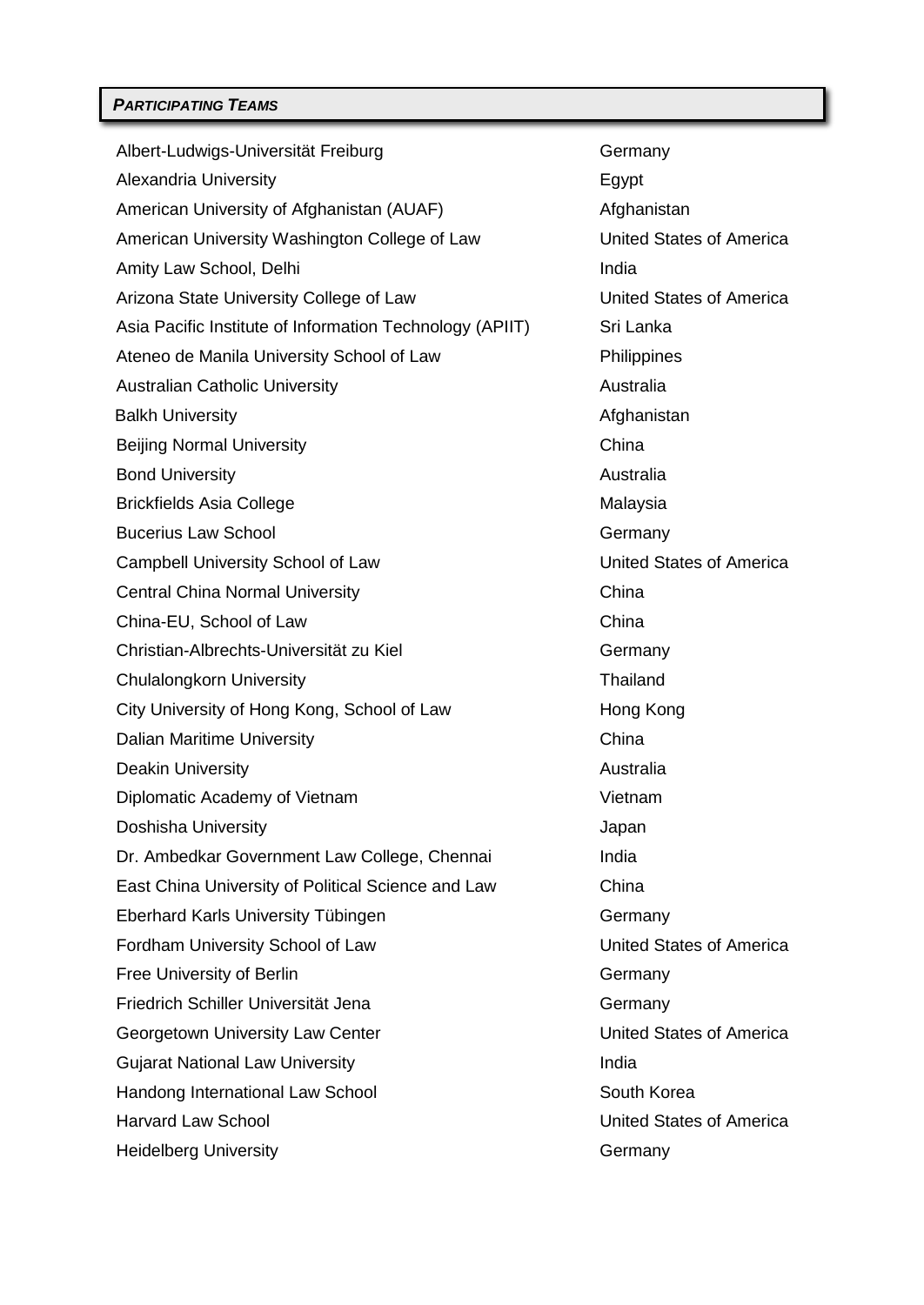***PARTICIPATING TEAMS***

| | |
|---|---|
| Albert-Ludwigs-Universität Freiburg | Germany |
| Alexandria University | Egypt |
| American University of Afghanistan (AUAF) | Afghanistan |
| American University Washington College of Law | United States of America |
| Amity Law School, Delhi | India |
| Arizona State University College of Law | United States of America |
| Asia Pacific Institute of Information Technology (APIIT) | Sri Lanka |
| Ateneo de Manila University School of Law | Philippines |
| Australian Catholic University | Australia |
| Balkh University | Afghanistan |
| Beijing Normal University | China |
| Bond University | Australia |
| Brickfields Asia College | Malaysia |
| Bucerius Law School | Germany |
| Campbell University School of Law | United States of America |
| Central China Normal University | China |
| China-EU, School of Law | China |
| Christian-Albrechts-Universität zu Kiel | Germany |
| Chulalongkorn University | Thailand |
| City University of Hong Kong, School of Law | Hong Kong |
| Dalian Maritime University | China |
| Deakin University | Australia |
| Diplomatic Academy of Vietnam | Vietnam |
| Doshisha University | Japan |
| Dr. Ambedkar Government Law College, Chennai | India |
| East China University of Political Science and Law | China |
| Eberhard Karls University Tübingen | Germany |
| Fordham University School of Law | United States of America |
| Free University of Berlin | Germany |
| Friedrich Schiller Universität Jena | Germany |
| Georgetown University Law Center | United States of America |
| Gujarat National Law University | India |
| Handong International Law School | South Korea |
| Harvard Law School | United States of America |
| Heidelberg University | Germany |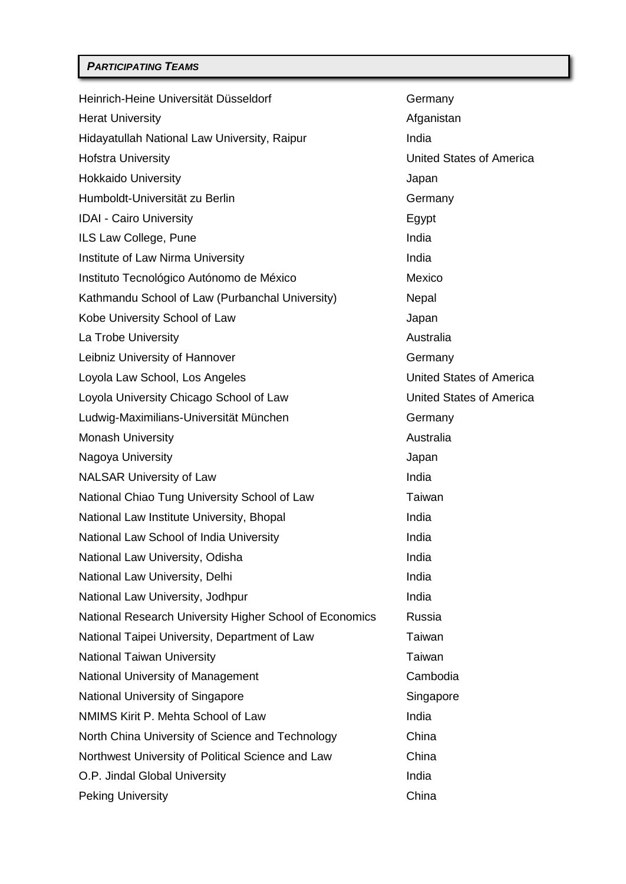## *PARTICIPATING TEAMS*

| | |
|---|---|
| Heinrich-Heine Universität Düsseldorf | Germany |
| Herat University | Afganistan |
| Hidayatullah National Law University, Raipur | India |
| Hofstra University | United States of America |
| Hokkaido University | Japan |
| Humboldt-Universität zu Berlin | Germany |
| IDAI - Cairo University | Egypt |
| ILS Law College, Pune | India |
| Institute of Law Nirma University | India |
| Instituto Tecnológico Autónomo de México | Mexico |
| Kathmandu School of Law (Purbanchal University) | Nepal |
| Kobe University School of Law | Japan |
| La Trobe University | Australia |
| Leibniz University of Hannover | Germany |
| Loyola Law School, Los Angeles | United States of America |
| Loyola University Chicago School of Law | United States of America |
| Ludwig-Maximilians-Universität München | Germany |
| Monash University | Australia |
| Nagoya University | Japan |
| NALSAR University of Law | India |
| National Chiao Tung University School of Law | Taiwan |
| National Law Institute University, Bhopal | India |
| National Law School of India University | India |
| National Law University, Odisha | India |
| National Law University, Delhi | India |
| National Law University, Jodhpur | India |
| National Research University Higher School of Economics | Russia |
| National Taipei University, Department of Law | Taiwan |
| National Taiwan University | Taiwan |
| National University of Management | Cambodia |
| National University of Singapore | Singapore |
| NMIMS Kirit P. Mehta School of Law | India |
| North China University of Science and Technology | China |
| Northwest University of Political Science and Law | China |
| O.P. Jindal Global University | India |
| Peking University | China |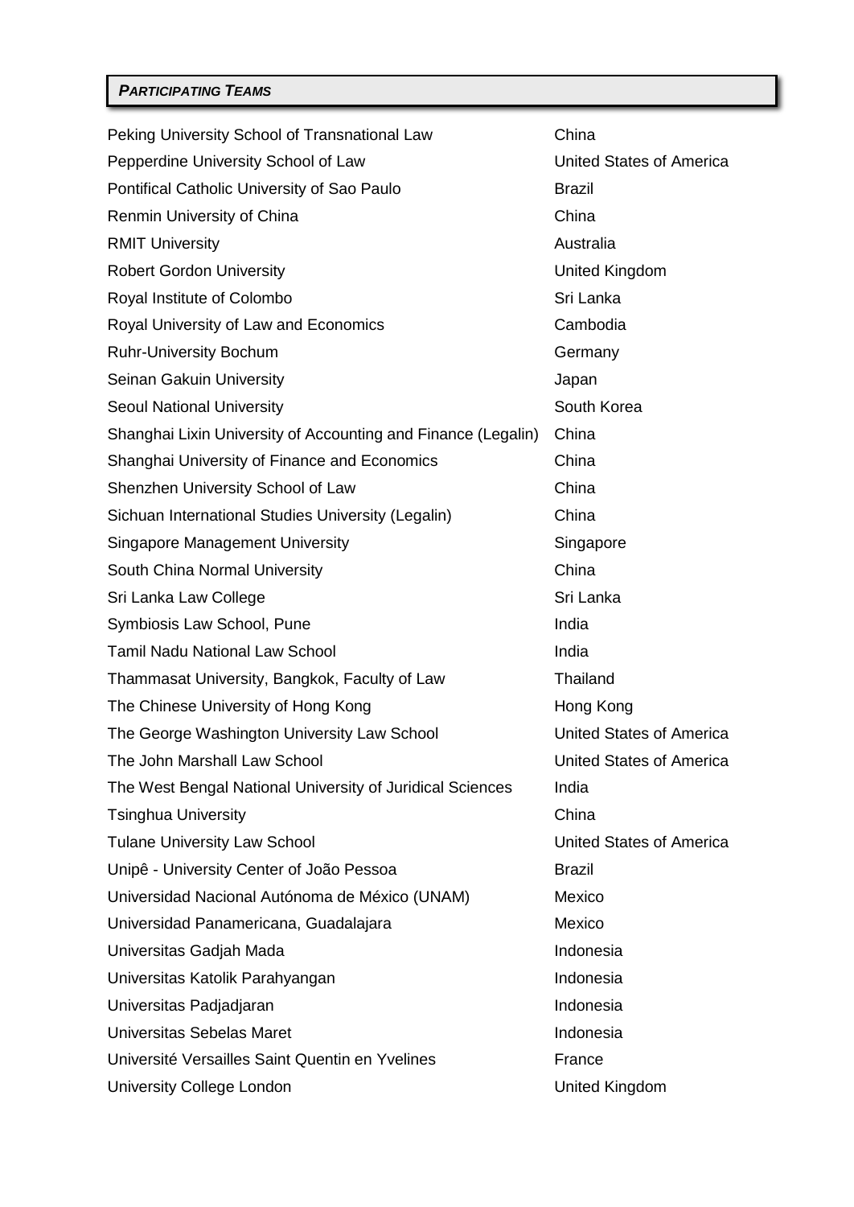### *PARTICIPATING TEAMS*

| | |
|---|---|
| Peking University School of Transnational Law | China |
| Pepperdine University School of Law | United States of America |
| Pontifical Catholic University of Sao Paulo | Brazil |
| Renmin University of China | China |
| RMIT University | Australia |
| Robert Gordon University | United Kingdom |
| Royal Institute of Colombo | Sri Lanka |
| Royal University of Law and Economics | Cambodia |
| Ruhr-University Bochum | Germany |
| Seinan Gakuin University | Japan |
| Seoul National University | South Korea |
| Shanghai Lixin University of Accounting and Finance (Legalin) | China |
| Shanghai University of Finance and Economics | China |
| Shenzhen University School of Law | China |
| Sichuan International Studies University (Legalin) | China |
| Singapore Management University | Singapore |
| South China Normal University | China |
| Sri Lanka Law College | Sri Lanka |
| Symbiosis Law School, Pune | India |
| Tamil Nadu National Law School | India |
| Thammasat University, Bangkok, Faculty of Law | Thailand |
| The Chinese University of Hong Kong | Hong Kong |
| The George Washington University Law School | United States of America |
| The John Marshall Law School | United States of America |
| The West Bengal National University of Juridical Sciences | India |
| Tsinghua University | China |
| Tulane University Law School | United States of America |
| Unipê - University Center of João Pessoa | Brazil |
| Universidad Nacional Autónoma de México (UNAM) | Mexico |
| Universidad Panamericana, Guadalajara | Mexico |
| Universitas Gadjah Mada | Indonesia |
| Universitas Katolik Parahyangan | Indonesia |
| Universitas Padjadjaran | Indonesia |
| Universitas Sebelas Maret | Indonesia |
| Université Versailles Saint Quentin en Yvelines | France |
| University College London | United Kingdom |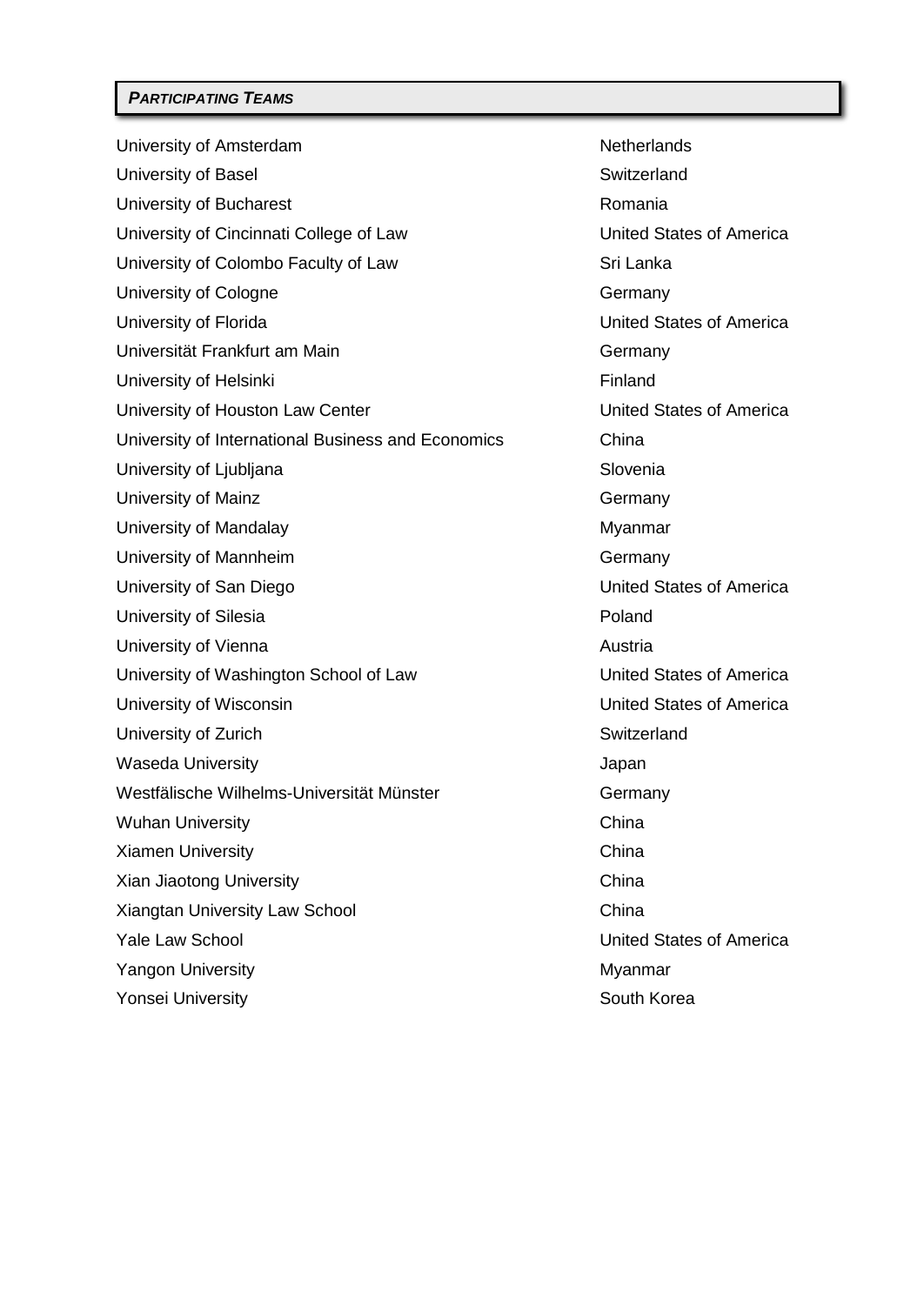***PARTICIPATING TEAMS***

| | |
|---|---|
| University of Amsterdam | Netherlands |
| University of Basel | Switzerland |
| University of Bucharest | Romania |
| University of Cincinnati College of Law | United States of America |
| University of Colombo Faculty of Law | Sri Lanka |
| University of Cologne | Germany |
| University of Florida | United States of America |
| Universität Frankfurt am Main | Germany |
| University of Helsinki | Finland |
| University of Houston Law Center | United States of America |
| University of International Business and Economics | China |
| University of Ljubljana | Slovenia |
| University of Mainz | Germany |
| University of Mandalay | Myanmar |
| University of Mannheim | Germany |
| University of San Diego | United States of America |
| University of Silesia | Poland |
| University of Vienna | Austria |
| University of Washington School of Law | United States of America |
| University of Wisconsin | United States of America |
| University of Zurich | Switzerland |
| Waseda University | Japan |
| Westfälische Wilhelms-Universität Münster | Germany |
| Wuhan University | China |
| Xiamen University | China |
| Xian Jiaotong University | China |
| Xiangtan University Law School | China |
| Yale Law School | United States of America |
| Yangon University | Myanmar |
| Yonsei University | South Korea |